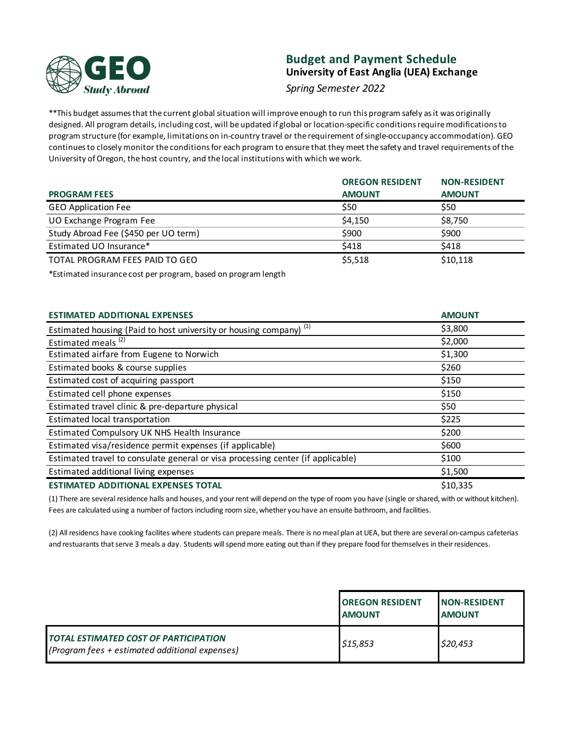GEO Study Abroad

## Budget and Payment Schedule

### University of East Anglia (UEA) Exchange

*Spring Semester 2022*

**This budget assumes that the current global situation will improve enough to run this program safely as it was originally designed. All program details, including cost, will be updated if global or location-specific conditions require modifications to program structure (for example, limitations on in-country travel or the requirement of single-occupancy accommodation). GEO continues to closely monitor the conditions for each program to ensure that they meet the safety and travel requirements of the University of Oregon, the host country, and the local institutions with which we work.

| PROGRAM FEES | OREGON RESIDENT AMOUNT | NON-RESIDENT AMOUNT |
|---|---|---|
| GEO Application Fee | $50 | $50 |
| UO Exchange Program Fee | $4,150 | $8,750 |
| Study Abroad Fee ($450 per UO term) | $900 | $900 |
| Estimated UO Insurance* | $418 | $418 |
| TOTAL PROGRAM FEES PAID TO GEO | $5,518 | $10,118 |

*Estimated insurance cost per program, based on program length

| ESTIMATED ADDITIONAL EXPENSES | AMOUNT |
|---|---|
| Estimated housing (Paid to host university or housing company) (1) | $3,800 |
| Estimated meals (2) | $2,000 |
| Estimated airfare from Eugene to Norwich | $1,300 |
| Estimated books & course supplies | $260 |
| Estimated cost of acquiring passport | $150 |
| Estimated cell phone expenses | $150 |
| Estimated travel clinic & pre-departure physical | $50 |
| Estimated local transportation | $225 |
| Estimated Compulsory UK NHS Health Insurance | $200 |
| Estimated visa/residence permit expenses (if applicable) | $600 |
| Estimated travel to consulate general or visa processing center (if applicable) | $100 |
| Estimated additional living expenses | $1,500 |
| **ESTIMATED ADDITIONAL EXPENSES TOTAL** | $10,335 |

(1) There are several residence halls and houses, and your rent will depend on the type of room you have (single or shared, with or without kitchen). Fees are calculated using a number of factors including room size, whether you have an ensuite bathroom, and facilities.

(2) All residencs have cooking facilites where students can prepare meals. There is no meal plan at UEA, but there are several on-campus cafeterias and restuarants that serve 3 meals a day. Students will spend more eating out than if they prepare food for themselves in their residences.

| | OREGON RESIDENT AMOUNT | NON-RESIDENT AMOUNT |
|---|---|---|
| ***TOTAL ESTIMATED COST OF PARTICIPATION*** *(Program fees + estimated additional expenses)* | *$15,853* | *$20,453* |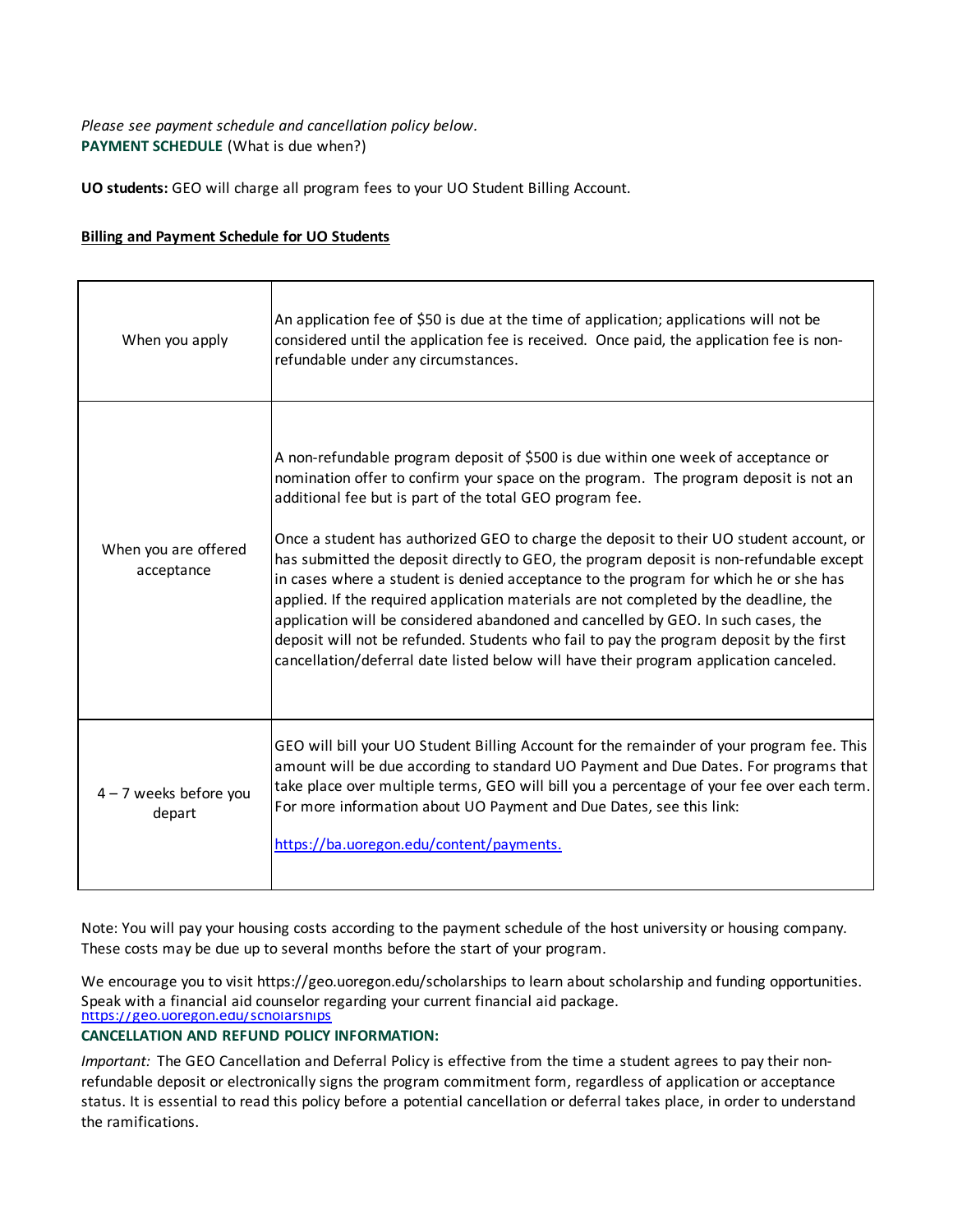*Please see payment schedule and cancellation policy below.*

**PAYMENT SCHEDULE** (What is due when?)

**UO students:** GEO will charge all program fees to your UO Student Billing Account.

**Billing and Payment Schedule for UO Students**

| | |
|---|---|
| When you apply | An application fee of $50 is due at the time of application; applications will not be considered until the application fee is received. Once paid, the application fee is non-refundable under any circumstances. |
| When you are offered acceptance | A non-refundable program deposit of $500 is due within one week of acceptance or nomination offer to confirm your space on the program. The program deposit is not an additional fee but is part of the total GEO program fee.<br><br>Once a student has authorized GEO to charge the deposit to their UO student account, or has submitted the deposit directly to GEO, the program deposit is non-refundable except in cases where a student is denied acceptance to the program for which he or she has applied. If the required application materials are not completed by the deadline, the application will be considered abandoned and cancelled by GEO. In such cases, the deposit will not be refunded. Students who fail to pay the program deposit by the first cancellation/deferral date listed below will have their program application canceled. |
| 4 – 7 weeks before you depart | GEO will bill your UO Student Billing Account for the remainder of your program fee. This amount will be due according to standard UO Payment and Due Dates. For programs that take place over multiple terms, GEO will bill you a percentage of your fee over each term. For more information about UO Payment and Due Dates, see this link:<br><br>https://ba.uoregon.edu/content/payments. |

Note: You will pay your housing costs according to the payment schedule of the host university or housing company. These costs may be due up to several months before the start of your program.

We encourage you to visit https://geo.uoregon.edu/scholarships to learn about scholarship and funding opportunities. Speak with a financial aid counselor regarding your current financial aid package.
https://geo.uoregon.edu/scholarships

**CANCELLATION AND REFUND POLICY INFORMATION:**

*Important:* The GEO Cancellation and Deferral Policy is effective from the time a student agrees to pay their non-refundable deposit or electronically signs the program commitment form, regardless of application or acceptance status. It is essential to read this policy before a potential cancellation or deferral takes place, in order to understand the ramifications.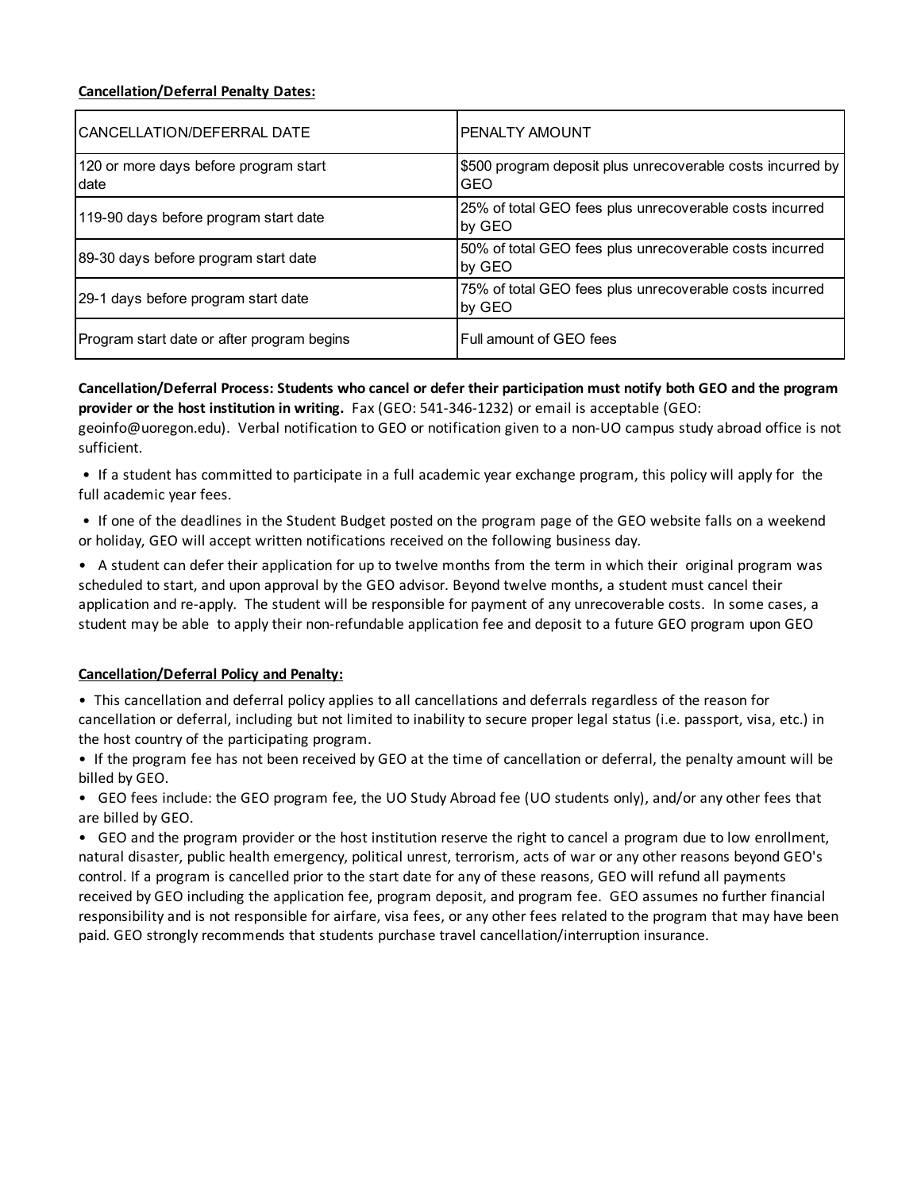**Cancellation/Deferral Penalty Dates:**

| CANCELLATION/DEFERRAL DATE | PENALTY AMOUNT |
|---|---|
| 120 or more days before program start date | $500 program deposit plus unrecoverable costs incurred by GEO |
| 119-90 days before program start date | 25% of total GEO fees plus unrecoverable costs incurred by GEO |
| 89-30 days before program start date | 50% of total GEO fees plus unrecoverable costs incurred by GEO |
| 29-1 days before program start date | 75% of total GEO fees plus unrecoverable costs incurred by GEO |
| Program start date or after program begins | Full amount of GEO fees |

**Cancellation/Deferral Process: Students who cancel or defer their participation must notify both GEO and the program provider or the host institution in writing.** Fax (GEO: 541-346-1232) or email is acceptable (GEO: geoinfo@uoregon.edu). Verbal notification to GEO or notification given to a non-UO campus study abroad office is not sufficient.

- If a student has committed to participate in a full academic year exchange program, this policy will apply for the full academic year fees.
- If one of the deadlines in the Student Budget posted on the program page of the GEO website falls on a weekend or holiday, GEO will accept written notifications received on the following business day.
- A student can defer their application for up to twelve months from the term in which their original program was scheduled to start, and upon approval by the GEO advisor. Beyond twelve months, a student must cancel their application and re-apply. The student will be responsible for payment of any unrecoverable costs. In some cases, a student may be able to apply their non-refundable application fee and deposit to a future GEO program upon GEO

**Cancellation/Deferral Policy and Penalty:**

- This cancellation and deferral policy applies to all cancellations and deferrals regardless of the reason for cancellation or deferral, including but not limited to inability to secure proper legal status (i.e. passport, visa, etc.) in the host country of the participating program.
- If the program fee has not been received by GEO at the time of cancellation or deferral, the penalty amount will be billed by GEO.
- GEO fees include: the GEO program fee, the UO Study Abroad fee (UO students only), and/or any other fees that are billed by GEO.
- GEO and the program provider or the host institution reserve the right to cancel a program due to low enrollment, natural disaster, public health emergency, political unrest, terrorism, acts of war or any other reasons beyond GEO's control. If a program is cancelled prior to the start date for any of these reasons, GEO will refund all payments received by GEO including the application fee, program deposit, and program fee. GEO assumes no further financial responsibility and is not responsible for airfare, visa fees, or any other fees related to the program that may have been paid. GEO strongly recommends that students purchase travel cancellation/interruption insurance.